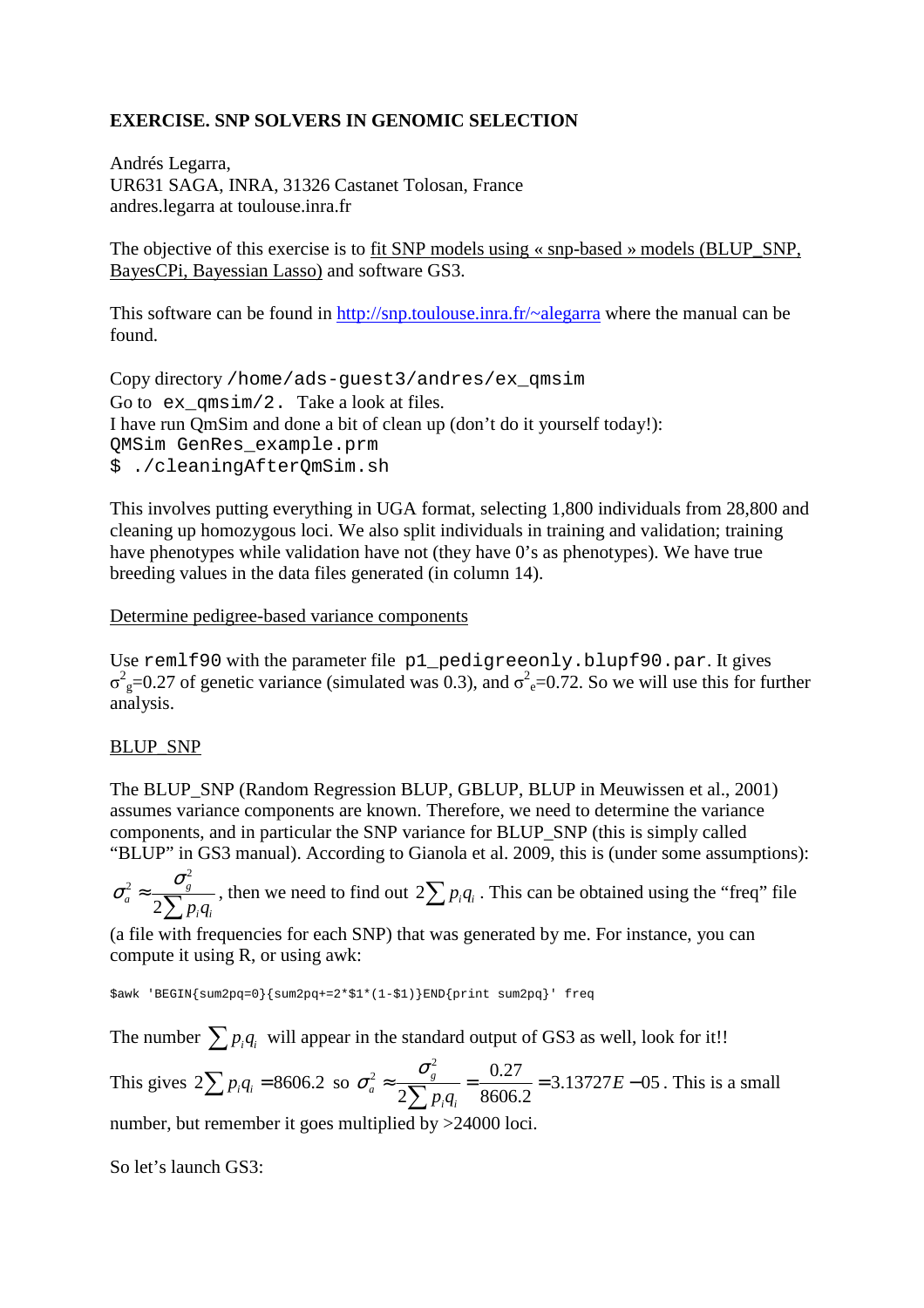**EXERCISE. SNP SOLVERS IN GENOMIC SELECTION**

Andrés Legarra,
UR631 SAGA, INRA, 31326 Castanet Tolosan, France
andres.legarra at toulouse.inra.fr

The objective of this exercise is to fit SNP models using « snp-based » models (BLUP_SNP, BayesCPi, Bayessian Lasso) and software GS3.

This software can be found in http://snp.toulouse.inra.fr/~alegarra where the manual can be found.

Copy directory `/home/ads-guest3/andres/ex_qmsim`
Go to `ex_qmsim/2.` Take a look at files.
I have run QmSim and done a bit of clean up (don't do it yourself today!):

```
QMSim GenRes_example.prm
$ ./cleaningAfterQmSim.sh
```

This involves putting everything in UGA format, selecting 1,800 individuals from 28,800 and cleaning up homozygous loci. We also split individuals in training and validation; training have phenotypes while validation have not (they have 0's as phenotypes). We have true breeding values in the data files generated (in column 14).

Determine pedigree-based variance components

Use `remlf90` with the parameter file `p1_pedigreeonly.blupf90.par`. It gives $\sigma^2_g$=0.27 of genetic variance (simulated was 0.3), and $\sigma^2_e$=0.72. So we will use this for further analysis.

BLUP_SNP

The BLUP_SNP (Random Regression BLUP, GBLUP, BLUP in Meuwissen et al., 2001) assumes variance components are known. Therefore, we need to determine the variance components, and in particular the SNP variance for BLUP_SNP (this is simply called "BLUP" in GS3 manual). According to Gianola et al. 2009, this is (under some assumptions): $\sigma^2_a \approx \frac{\sigma^2_g}{2\sum p_i q_i}$, then we need to find out $2\sum p_i q_i$. This can be obtained using the "freq" file (a file with frequencies for each SNP) that was generated by me. For instance, you can compute it using R, or using awk:

```
$awk 'BEGIN{sum2pq=0}{sum2pq+=2*$1*(1-$1)}END{print sum2pq}' freq
```

The number $\sum p_i q_i$ will appear in the standard output of GS3 as well, look for it!!

This gives $2\sum p_i q_i = 8606.2$ so $\sigma^2_a \approx \frac{\sigma^2_g}{2\sum p_i q_i} = \frac{0.27}{8606.2} = 3.13727E-05$. This is a small number, but remember it goes multiplied by >24000 loci.

So let's launch GS3: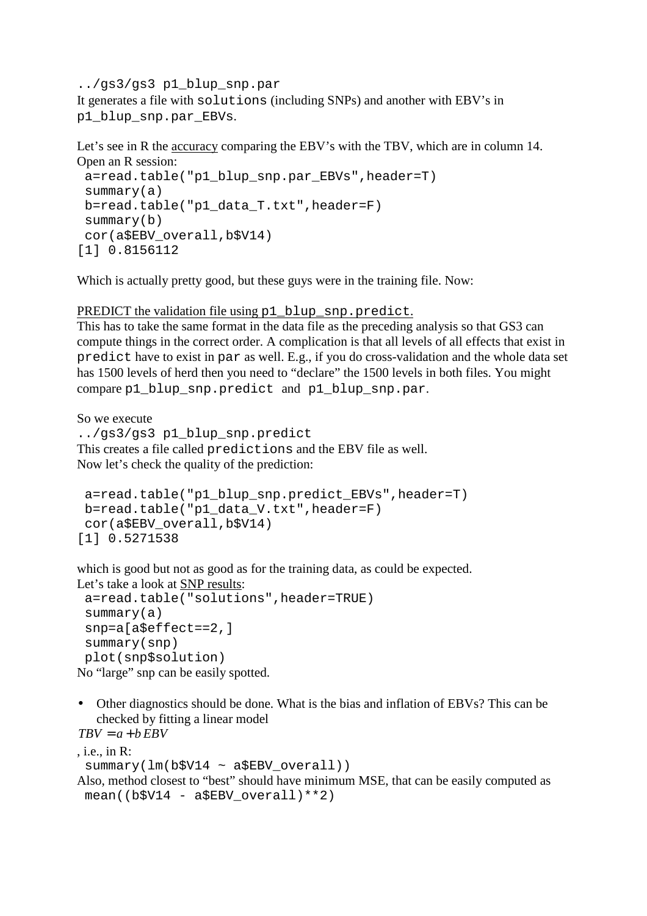```
../gs3/gs3 p1_blup_snp.par
```

It generates a file with `solutions` (including SNPs) and another with EBV's in `p1_blup_snp.par_EBVs`.

Let's see in R the accuracy comparing the EBV's with the TBV, which are in column 14. Open an R session:

```
a=read.table("p1_blup_snp.par_EBVs",header=T)
summary(a)
b=read.table("p1_data_T.txt",header=F)
summary(b)
cor(a$EBV_overall,b$V14)
[1] 0.8156112
```

Which is actually pretty good, but these guys were in the training file. Now:

PREDICT the validation file using `p1_blup_snp.predict`.

This has to take the same format in the data file as the preceding analysis so that GS3 can compute things in the correct order. A complication is that all levels of all effects that exist in `predict` have to exist in `par` as well. E.g., if you do cross-validation and the whole data set has 1500 levels of herd then you need to "declare" the 1500 levels in both files. You might compare `p1_blup_snp.predict` and `p1_blup_snp.par`.

So we execute

```
../gs3/gs3 p1_blup_snp.predict
```

This creates a file called `predictions` and the EBV file as well.

Now let's check the quality of the prediction:

```
a=read.table("p1_blup_snp.predict_EBVs",header=T)
b=read.table("p1_data_V.txt",header=F)
cor(a$EBV_overall,b$V14)
[1] 0.5271538
```

which is good but not as good as for the training data, as could be expected.

Let's take a look at SNP results:

```
a=read.table("solutions",header=TRUE)
summary(a)
snp=a[a$effect==2,]
summary(snp)
plot(snp$solution)
```

No "large" snp can be easily spotted.

- Other diagnostics should be done. What is the bias and inflation of EBVs? This can be checked by fitting a linear model

$TBV = a + b\,EBV$

, i.e., in R:

```
summary(lm(b$V14 ~ a$EBV_overall))
```

Also, method closest to "best" should have minimum MSE, that can be easily computed as

```
mean((b$V14 - a$EBV_overall)**2)
```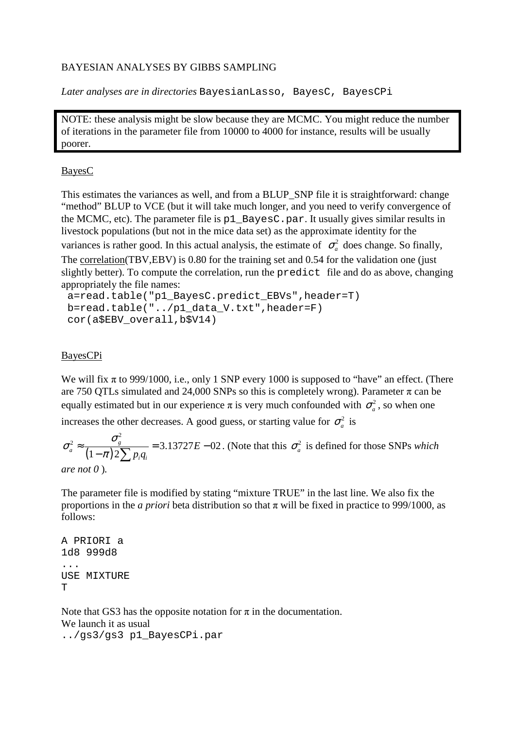BAYESIAN ANALYSES BY GIBBS SAMPLING

*Later analyses are in directories* `BayesianLasso, BayesC, BayesCPi`

> NOTE: these analysis might be slow because they are MCMC. You might reduce the number of iterations in the parameter file from 10000 to 4000 for instance, results will be usually poorer.

<u>BayesC</u>

This estimates the variances as well, and from a BLUP_SNP file it is straightforward: change "method" BLUP to VCE (but it will take much longer, and you need to verify convergence of the MCMC, etc). The parameter file is `p1_BayesC.par`. It usually gives similar results in livestock populations (but not in the mice data set) as the approximate identity for the variances is rather good. In this actual analysis, the estimate of $\sigma_a^2$ does change. So finally, The <u>correlation</u>(TBV,EBV) is 0.80 for the training set and 0.54 for the validation one (just slightly better). To compute the correlation, run the `predict` file and do as above, changing appropriately the file names:

```
a=read.table("p1_BayesC.predict_EBVs",header=T)
b=read.table("../p1_data_V.txt",header=F)
cor(a$EBV_overall,b$V14)
```

<u>BayesCPi</u>

We will fix π to 999/1000, i.e., only 1 SNP every 1000 is supposed to "have" an effect. (There are 750 QTLs simulated and 24,000 SNPs so this is completely wrong). Parameter π can be equally estimated but in our experience π is very much confounded with $\sigma_a^2$, so when one increases the other decreases. A good guess, or starting value for $\sigma_a^2$ is

$\sigma_a^2 \approx \frac{\sigma_g^2}{(1-\pi)2\sum p_i q_i} = 3.13727E-02$. (Note that this $\sigma_a^2$ is defined for those SNPs *which are not 0* ).

The parameter file is modified by stating "mixture TRUE" in the last line. We also fix the proportions in the *a priori* beta distribution so that π will be fixed in practice to 999/1000, as follows:

```
A PRIORI a
1d8 999d8
...
USE MIXTURE
T
```

Note that GS3 has the opposite notation for π in the documentation.
We launch it as usual

```
../gs3/gs3 p1_BayesCPi.par
```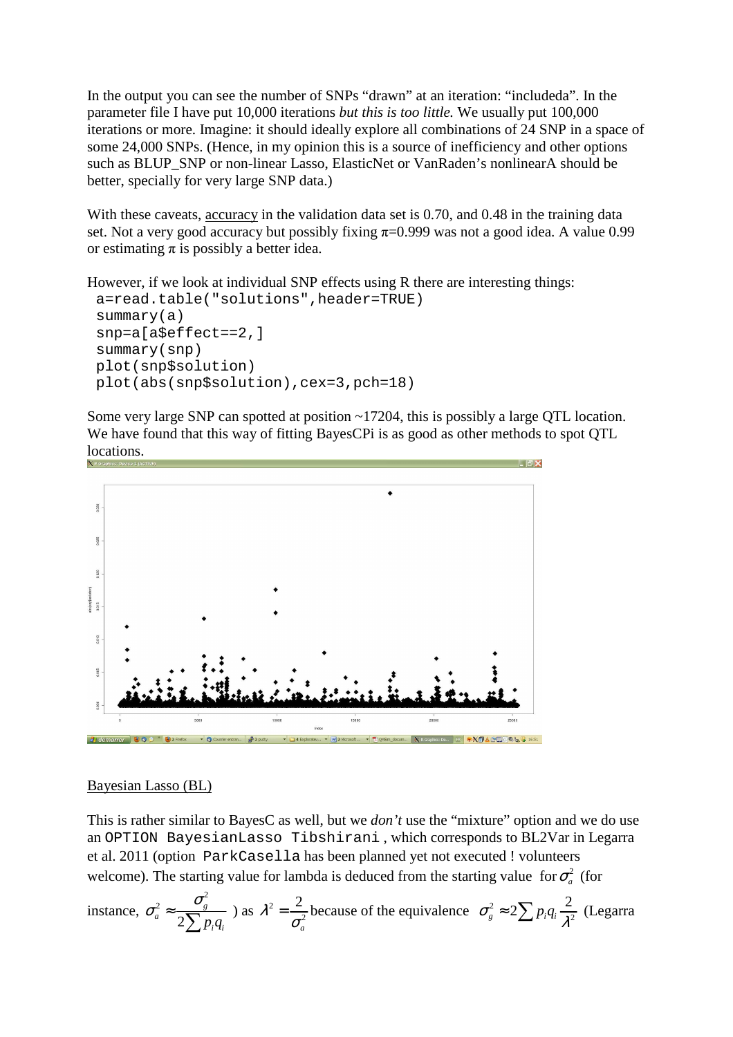In the output you can see the number of SNPs "drawn" at an iteration: "includeda". In the parameter file I have put 10,000 iterations *but this is too little.* We usually put 100,000 iterations or more. Imagine: it should ideally explore all combinations of 24 SNP in a space of some 24,000 SNPs. (Hence, in my opinion this is a source of inefficiency and other options such as BLUP_SNP or non-linear Lasso, ElasticNet or VanRaden's nonlinearA should be better, specially for very large SNP data.)

With these caveats, accuracy in the validation data set is 0.70, and 0.48 in the training data set. Not a very good accuracy but possibly fixing $\pi$=0.999 was not a good idea. A value 0.99 or estimating $\pi$ is possibly a better idea.

However, if we look at individual SNP effects using R there are interesting things:

```
a=read.table("solutions",header=TRUE)
summary(a)
snp=a[a$effect==2,]
summary(snp)
plot(snp$solution)
plot(abs(snp$solution),cex=3,pch=18)
```

Some very large SNP can spotted at position ~17204, this is possibly a large QTL location. We have found that this way of fitting BayesCPi is as good as other methods to spot QTL locations.

Bayesian Lasso (BL)

This is rather similar to BayesC as well, but we *don't* use the "mixture" option and we do use an `OPTION BayesianLasso Tibshirani` , which corresponds to BL2Var in Legarra et al. 2011 (option `ParkCasella` has been planned yet not executed ! volunteers welcome). The starting value for lambda is deduced from the starting value for $\sigma_a^2$ (for instance, $\sigma_a^2 \approx \frac{\sigma_g^2}{2\sum p_i q_i}$ ) as $\lambda^2 = \frac{2}{\sigma_a^2}$ because of the equivalence $\sigma_g^2 \approx 2\sum p_i q_i \frac{2}{\lambda^2}$ (Legarra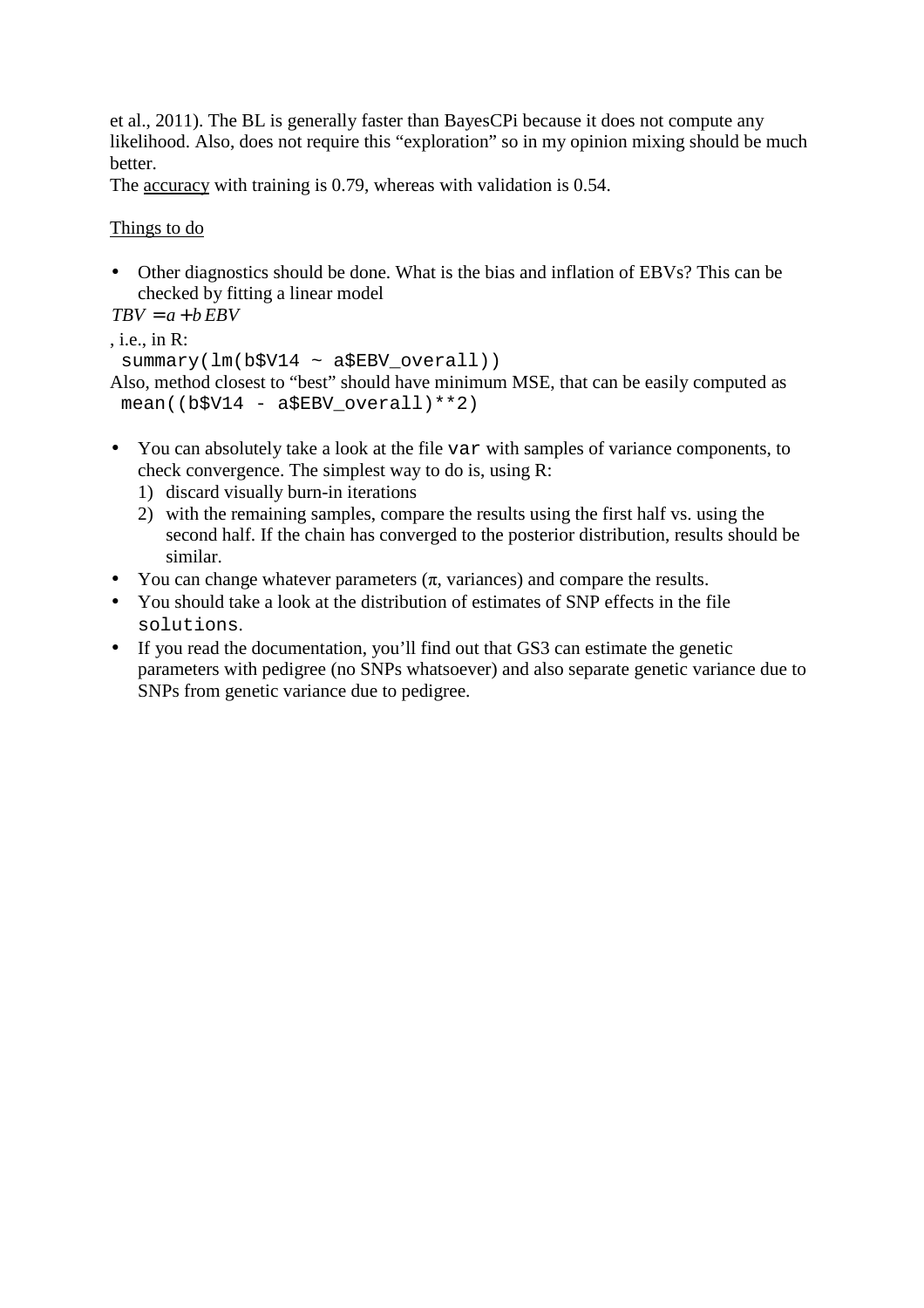et al., 2011). The BL is generally faster than BayesCPi because it does not compute any likelihood. Also, does not require this "exploration" so in my opinion mixing should be much better.
The accuracy with training is 0.79, whereas with validation is 0.54.

Things to do

- Other diagnostics should be done. What is the bias and inflation of EBVs? This can be checked by fitting a linear model

$TBV = a + b\,EBV$

, i.e., in R:

```
summary(lm(b$V14 ~ a$EBV_overall))
```

Also, method closest to "best" should have minimum MSE, that can be easily computed as

```
mean((b$V14 - a$EBV_overall)**2)
```

- You can absolutely take a look at the file `var` with samples of variance components, to check convergence. The simplest way to do is, using R:
  1) discard visually burn-in iterations
  2) with the remaining samples, compare the results using the first half vs. using the second half. If the chain has converged to the posterior distribution, results should be similar.
- You can change whatever parameters (π, variances) and compare the results.
- You should take a look at the distribution of estimates of SNP effects in the file `solutions`.
- If you read the documentation, you'll find out that GS3 can estimate the genetic parameters with pedigree (no SNPs whatsoever) and also separate genetic variance due to SNPs from genetic variance due to pedigree.